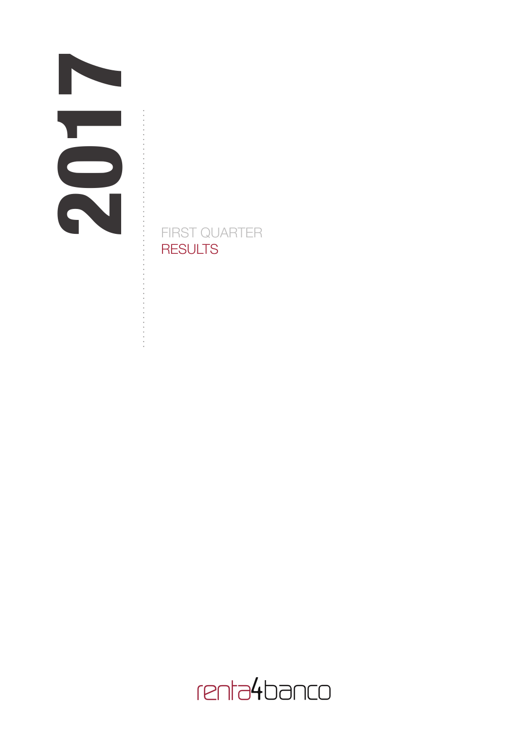# 2017

## FIRST QUARTER RESULTS

renta4banco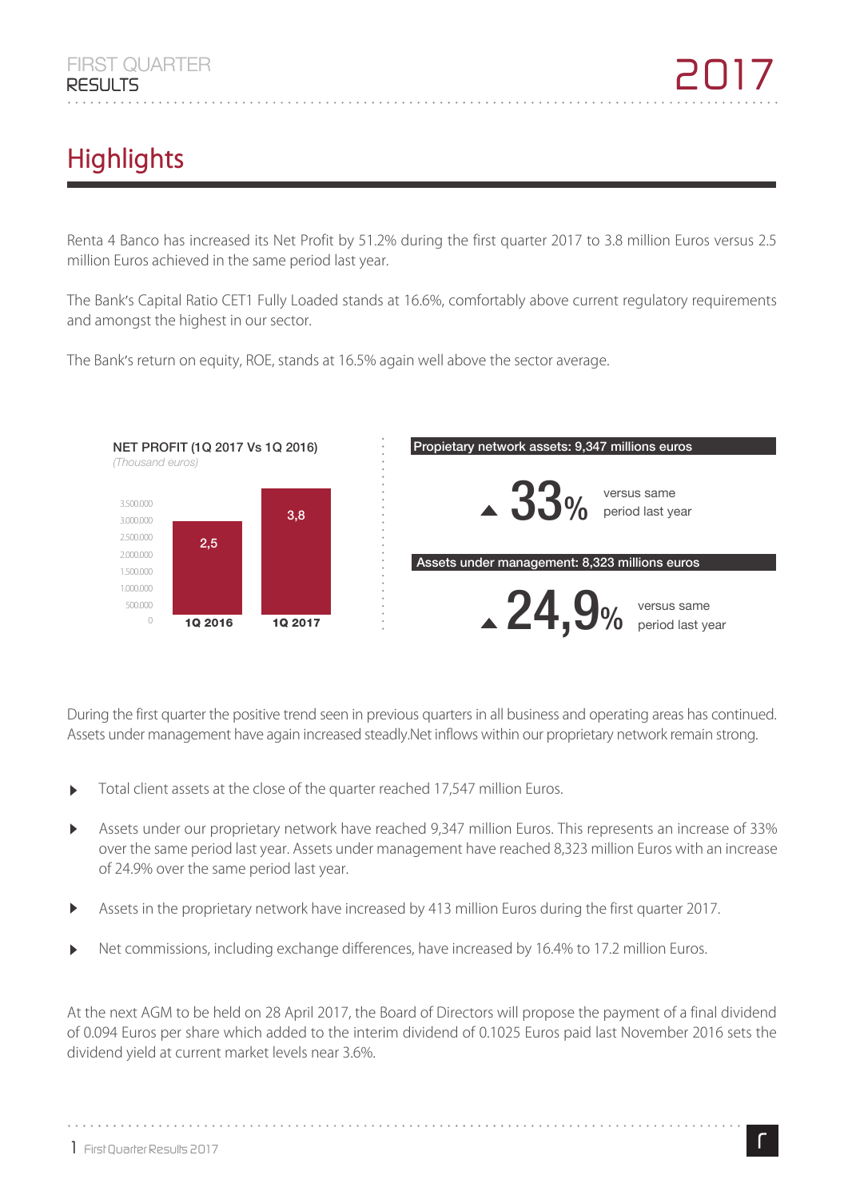# Highlights

Renta 4 Banco has increased its Net Profit by 51.2% during the first quarter 2017 to 3.8 million Euros versus 2.5 million Euros achieved in the same period last year.

The Bank's Capital Ratio CET1 Fully Loaded stands at 16.6%, comfortably above current regulatory requirements and amongst the highest in our sector.

The Bank's return on equity, ROE, stands at 16.5% again well above the sector average.

**NET PROFIT (1Q 2017 Vs 1Q 2016)**
*(Thousand euros)*

| 1Q 2016 | 1Q 2017 |
|---|---|
| 2,5 | 3,8 |

**Propietary network assets: 9,347 millions euros**

▲ 33% versus same period last year

**Assets under management: 8,323 millions euros**

▲ 24,9% versus same period last year

During the first quarter the positive trend seen in previous quarters in all business and operating areas has continued. Assets under management have again increased steadly.Net inflows within our proprietary network remain strong.

- Total client assets at the close of the quarter reached 17,547 million Euros.
- Assets under our proprietary network have reached 9,347 million Euros. This represents an increase of 33% over the same period last year. Assets under management have reached 8,323 million Euros with an increase of 24.9% over the same period last year.
- Assets in the proprietary network have increased by 413 million Euros during the first quarter 2017.
- Net commissions, including exchange differences, have increased by 16.4% to 17.2 million Euros.

At the next AGM to be held on 28 April 2017, the Board of Directors will propose the payment of a final dividend of 0.094 Euros per share which added to the interim dividend of 0.1025 Euros paid last November 2016 sets the dividend yield at current market levels near 3.6%.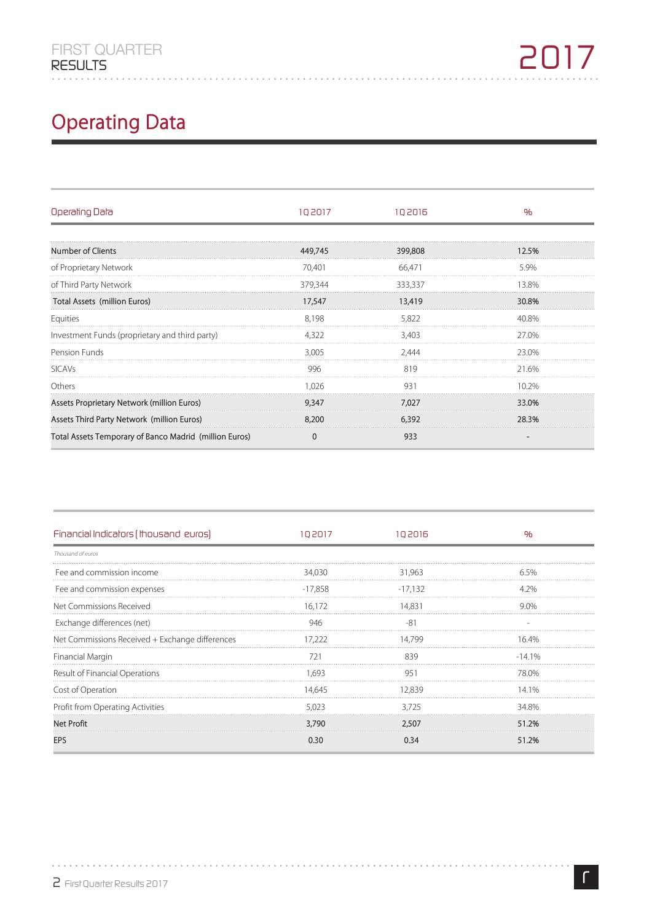# Operating Data

| Operating Data | 1Q 2017 | 1Q 2016 | % |
|---|---|---|---|
| **Number of Clients** | **449,745** | **399,808** | **12.5%** |
| of Proprietary Network | 70,401 | 66,471 | 5.9% |
| of Third Party Network | 379,344 | 333,337 | 13.8% |
| **Total Assets (million Euros)** | **17,547** | **13,419** | **30.8%** |
| Equities | 8,198 | 5,822 | 40.8% |
| Investment Funds (proprietary and third party) | 4,322 | 3,403 | 27.0% |
| Pension Funds | 3,005 | 2,444 | 23.0% |
| SICAVs | 996 | 819 | 21.6% |
| Others | 1,026 | 931 | 10.2% |
| **Assets Proprietary Network (million Euros)** | **9,347** | **7,027** | **33.0%** |
| **Assets Third Party Network (million Euros)** | **8,200** | **6,392** | **28.3%** |
| **Total Assets Temporary of Banco Madrid (million Euros)** | **0** | **933** | **-** |

| Financial Indicators (thousand euros) | 1Q 2017 | 1Q 2016 | % |
|---|---|---|---|
| *Thousand of euros* | | | |
| Fee and commission income | 34,030 | 31,963 | 6.5% |
| Fee and commission expenses | -17,858 | -17,132 | 4.2% |
| Net Commissions Received | 16,172 | 14,831 | 9.0% |
| Exchange differences (net) | 946 | -81 | - |
| Net Commissions Received + Exchange differences | 17,222 | 14,799 | 16.4% |
| Financial Margin | 721 | 839 | -14.1% |
| Result of Financial Operations | 1,693 | 951 | 78.0% |
| Cost of Operation | 14,645 | 12,839 | 14.1% |
| Profit from Operating Activities | 5,023 | 3,725 | 34.8% |
| **Net Profit** | **3,790** | **2,507** | **51.2%** |
| **EPS** | **0.30** | **0.34** | **51.2%** |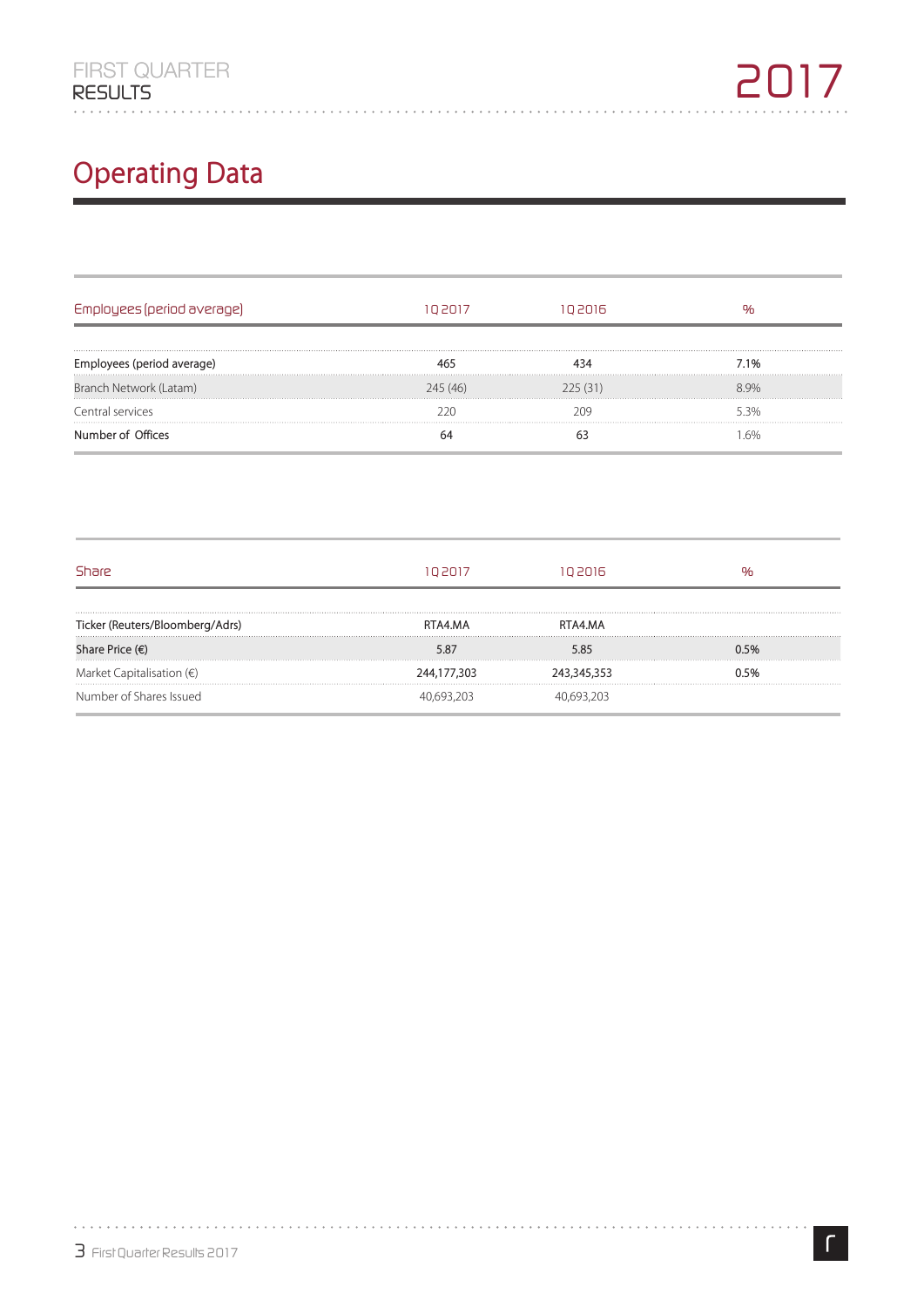# Operating Data

| Employees (period average) | 1Q 2017 | 1Q 2016 | % |
|---|---|---|---|
| Employees (period average) | 465 | 434 | 7.1% |
| Branch Network (Latam) | 245 (46) | 225 (31) | 8.9% |
| Central services | 220 | 209 | 5.3% |
| Number of Offices | 64 | 63 | 1.6% |

| Share | 1Q 2017 | 1Q 2016 | % |
|---|---|---|---|
| Ticker (Reuters/Bloomberg/Adrs) | RTA4.MA | RTA4.MA | |
| Share Price (€) | 5.87 | 5.85 | 0.5% |
| Market Capitalisation (€) | 244,177,303 | 243,345,353 | 0.5% |
| Number of Shares Issued | 40,693,203 | 40,693,203 | |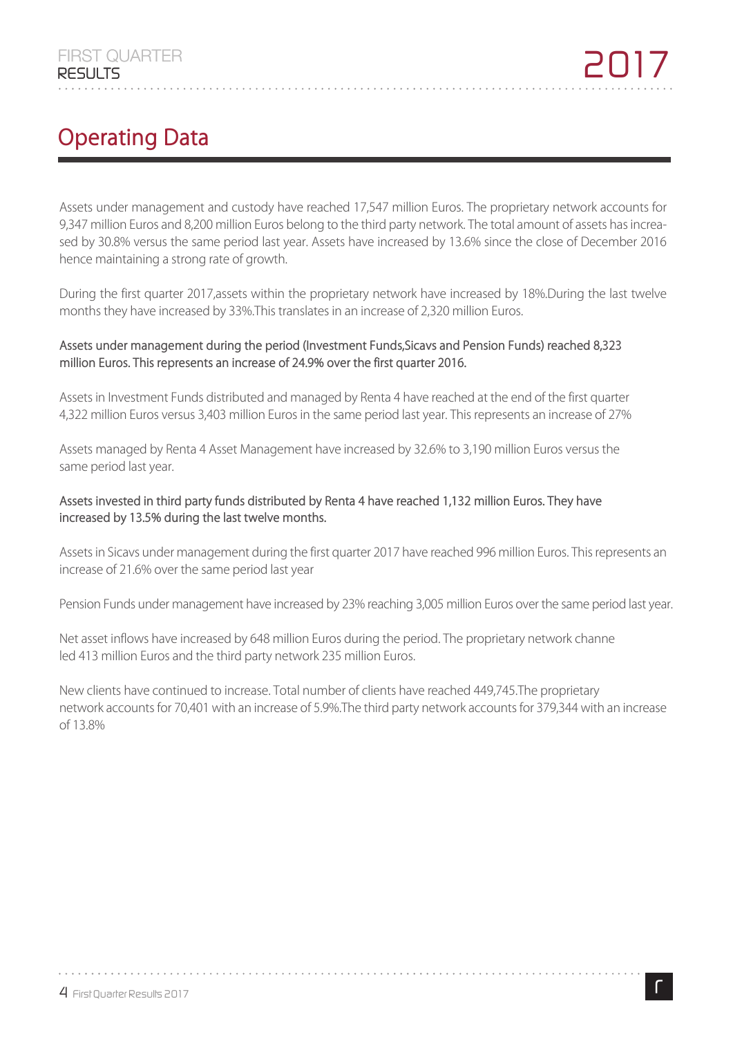# Operating Data

Assets under management and custody have reached 17,547 million Euros. The proprietary network accounts for 9,347 million Euros and 8,200 million Euros belong to the third party network. The total amount of assets has increased by 30.8% versus the same period last year. Assets have increased by 13.6% since the close of December 2016 hence maintaining a strong rate of growth.

During the first quarter 2017,assets within the proprietary network have increased by 18%.During the last twelve months they have increased by 33%.This translates in an increase of 2,320 million Euros.

**Assets under management during the period (Investment Funds,Sicavs and Pension Funds) reached 8,323 million Euros. This represents an increase of 24.9% over the first quarter 2016.**

Assets in Investment Funds distributed and managed by Renta 4 have reached at the end of the first quarter 4,322 million Euros versus 3,403 million Euros in the same period last year. This represents an increase of 27%

Assets managed by Renta 4 Asset Management have increased by 32.6% to 3,190 million Euros versus the same period last year.

**Assets invested in third party funds distributed by Renta 4 have reached 1,132 million Euros. They have increased by 13.5% during the last twelve months.**

Assets in Sicavs under management during the first quarter 2017 have reached 996 million Euros. This represents an increase of 21.6% over the same period last year

Pension Funds under management have increased by 23% reaching 3,005 million Euros over the same period last year.

Net asset inflows have increased by 648 million Euros during the period. The proprietary network channeled 413 million Euros and the third party network 235 million Euros.

New clients have continued to increase. Total number of clients have reached 449,745.The proprietary network accounts for 70,401 with an increase of 5.9%.The third party network accounts for 379,344 with an increase of 13.8%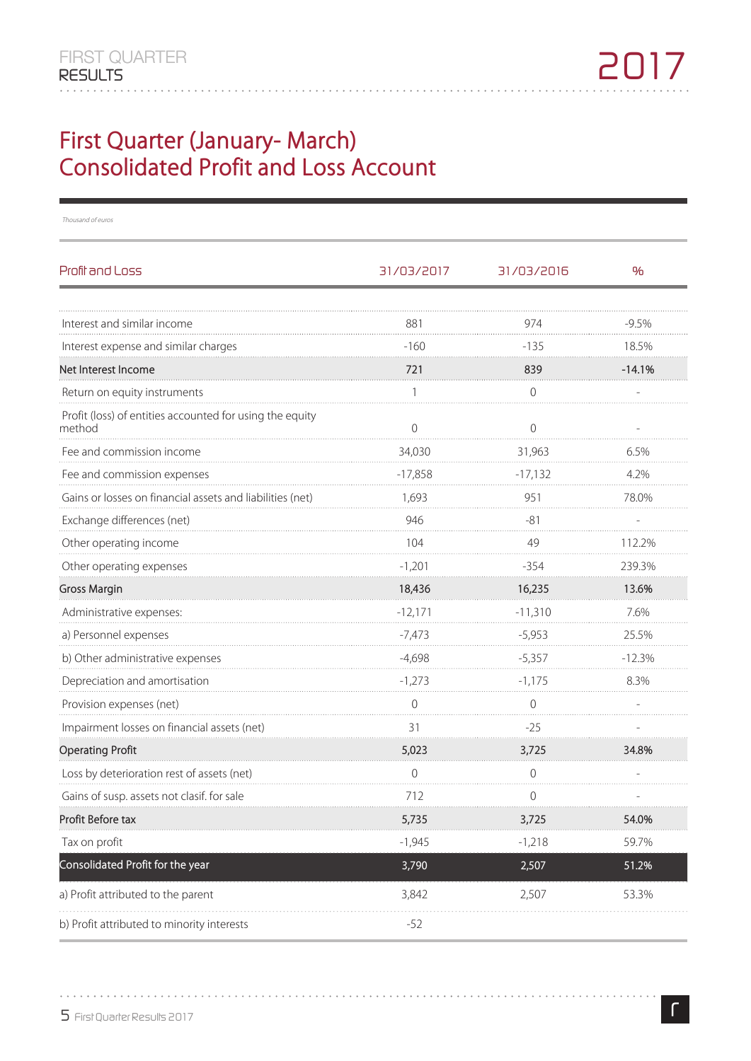# First Quarter (January- March) Consolidated Profit and Loss Account

*Thousand of euros*

| Profit and Loss | 31/03/2017 | 31/03/2016 | % |
|---|---|---|---|
| Interest and similar income | 881 | 974 | -9.5% |
| Interest expense and similar charges | -160 | -135 | 18.5% |
| **Net Interest Income** | **721** | **839** | **-14.1%** |
| Return on equity instruments | 1 | 0 | - |
| Profit (loss) of entities accounted for using the equity method | 0 | 0 | - |
| Fee and commission income | 34,030 | 31,963 | 6.5% |
| Fee and commission expenses | -17,858 | -17,132 | 4.2% |
| Gains or losses on financial assets and liabilities (net) | 1,693 | 951 | 78.0% |
| Exchange differences (net) | 946 | -81 | - |
| Other operating income | 104 | 49 | 112.2% |
| Other operating expenses | -1,201 | -354 | 239.3% |
| **Gross Margin** | **18,436** | **16,235** | **13.6%** |
| Administrative expenses: | -12,171 | -11,310 | 7.6% |
| a) Personnel expenses | -7,473 | -5,953 | 25.5% |
| b) Other administrative expenses | -4,698 | -5,357 | -12.3% |
| Depreciation and amortisation | -1,273 | -1,175 | 8.3% |
| Provision expenses (net) | 0 | 0 | - |
| Impairment losses on financial assets (net) | 31 | -25 | - |
| **Operating Profit** | **5,023** | **3,725** | **34.8%** |
| Loss by deterioration rest of assets (net) | 0 | 0 | - |
| Gains of susp. assets not clasif. for sale | 712 | 0 | - |
| **Profit Before tax** | **5,735** | **3,725** | **54.0%** |
| Tax on profit | -1,945 | -1,218 | 59.7% |
| **Consolidated Profit for the year** | **3,790** | **2,507** | **51.2%** |
| a) Profit attributed to the parent | 3,842 | 2,507 | 53.3% |
| b) Profit attributed to minority interests | -52 | | |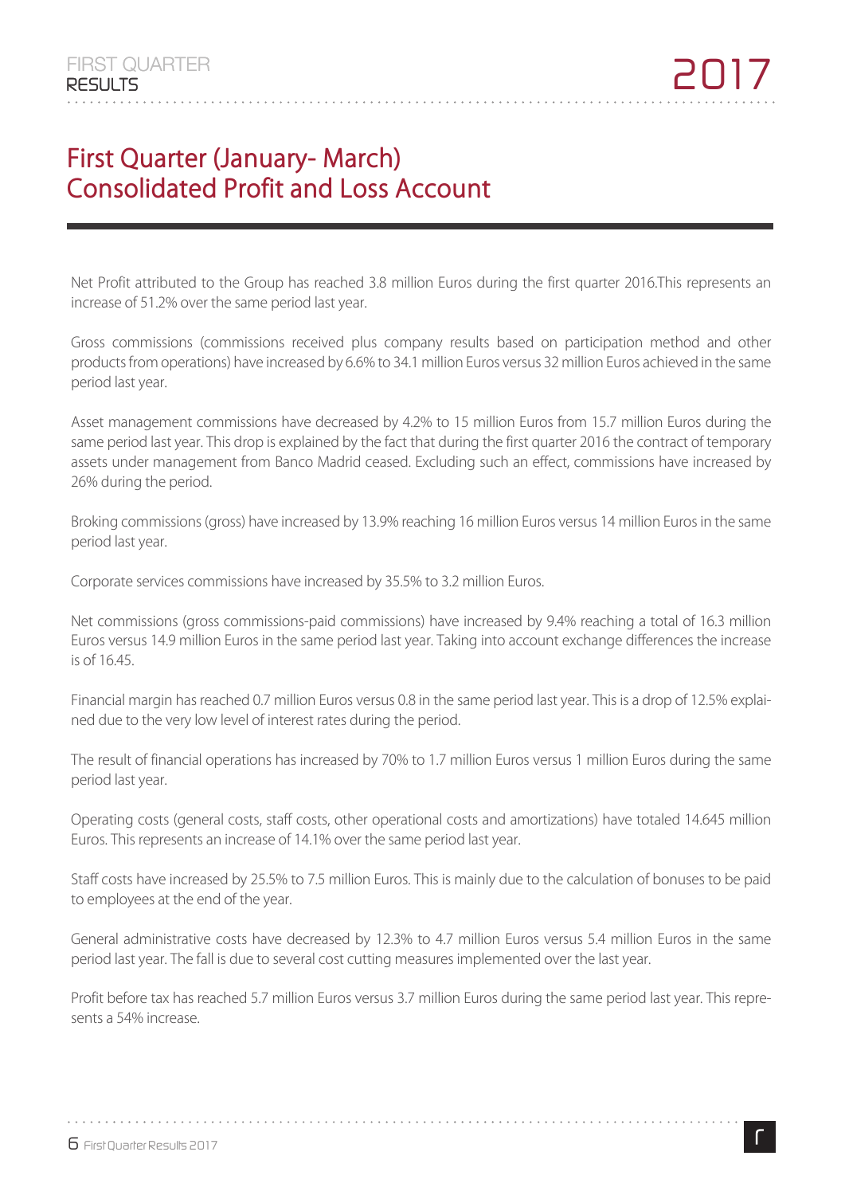# First Quarter (January- March) Consolidated Profit and Loss Account

Net Profit attributed to the Group has reached 3.8 million Euros during the first quarter 2016.This represents an increase of 51.2% over the same period last year.

Gross commissions (commissions received plus company results based on participation method and other products from operations) have increased by 6.6% to 34.1 million Euros versus 32 million Euros achieved in the same period last year.

Asset management commissions have decreased by 4.2% to 15 million Euros from 15.7 million Euros during the same period last year. This drop is explained by the fact that during the first quarter 2016 the contract of temporary assets under management from Banco Madrid ceased. Excluding such an effect, commissions have increased by 26% during the period.

Broking commissions (gross) have increased by 13.9% reaching 16 million Euros versus 14 million Euros in the same period last year.

Corporate services commissions have increased by 35.5% to 3.2 million Euros.

Net commissions (gross commissions-paid commissions) have increased by 9.4% reaching a total of 16.3 million Euros versus 14.9 million Euros in the same period last year. Taking into account exchange differences the increase is of 16.45.

Financial margin has reached 0.7 million Euros versus 0.8 in the same period last year. This is a drop of 12.5% explained due to the very low level of interest rates during the period.

The result of financial operations has increased by 70% to 1.7 million Euros versus 1 million Euros during the same period last year.

Operating costs (general costs, staff costs, other operational costs and amortizations) have totaled 14.645 million Euros. This represents an increase of 14.1% over the same period last year.

Staff costs have increased by 25.5% to 7.5 million Euros. This is mainly due to the calculation of bonuses to be paid to employees at the end of the year.

General administrative costs have decreased by 12.3% to 4.7 million Euros versus 5.4 million Euros in the same period last year. The fall is due to several cost cutting measures implemented over the last year.

Profit before tax has reached 5.7 million Euros versus 3.7 million Euros during the same period last year. This represents a 54% increase.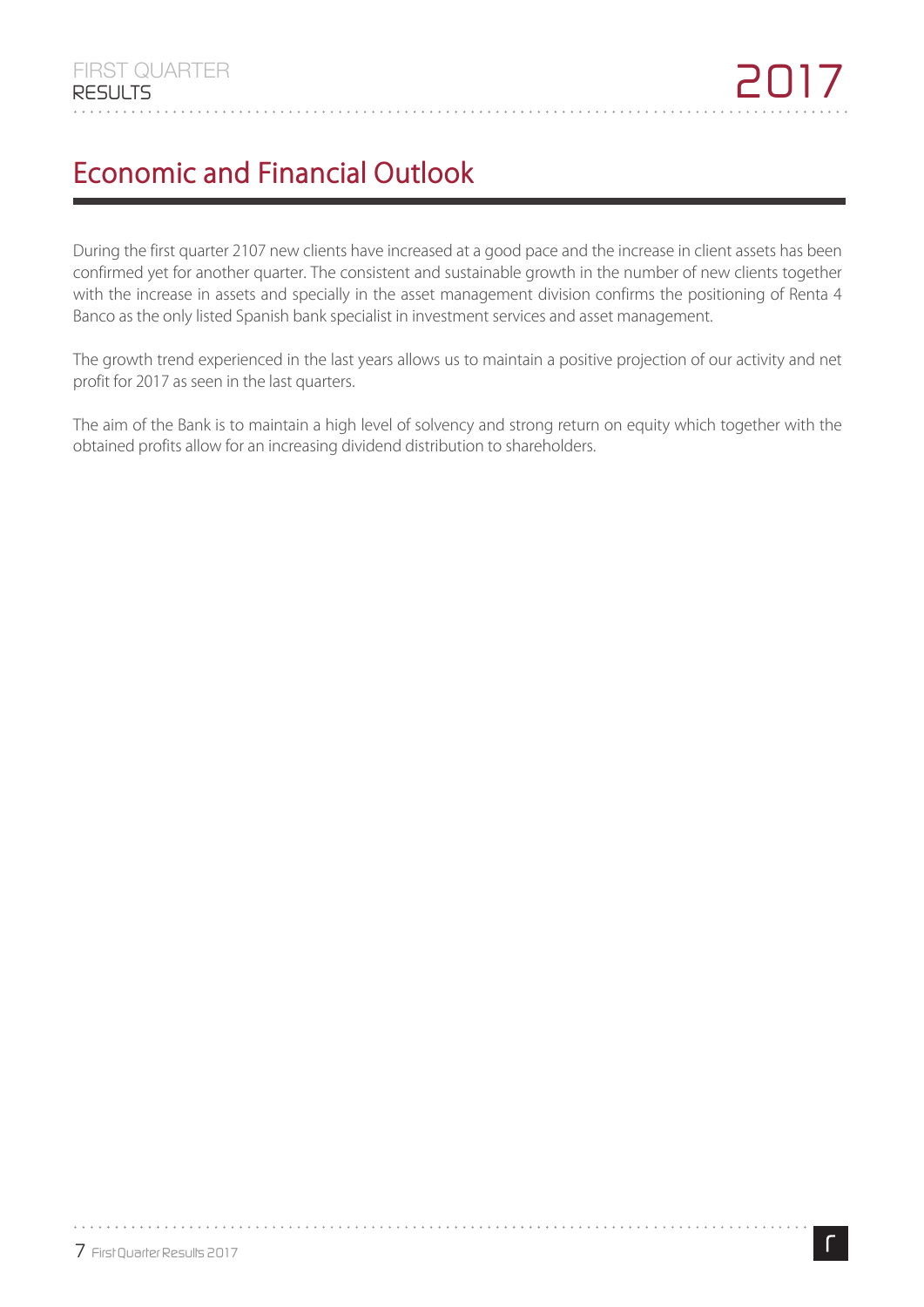## Economic and Financial Outlook

During the first quarter 2107 new clients have increased at a good pace and the increase in client assets has been confirmed yet for another quarter. The consistent and sustainable growth in the number of new clients together with the increase in assets and specially in the asset management division confirms the positioning of Renta 4 Banco as the only listed Spanish bank specialist in investment services and asset management.

The growth trend experienced in the last years allows us to maintain a positive projection of our activity and net profit for 2017 as seen in the last quarters.

The aim of the Bank is to maintain a high level of solvency and strong return on equity which together with the obtained profits allow for an increasing dividend distribution to shareholders.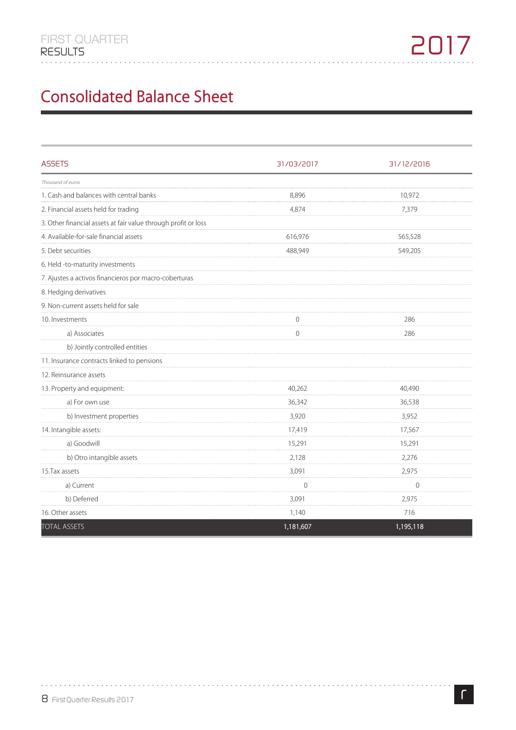## Consolidated Balance Sheet

| ASSETS | 31/03/2017 | 31/12/2016 |
|---|---|---|
| *Thousand of euros* | | |
| 1. Cash and balances with central banks | 8,896 | 10,972 |
| 2. Financial assets held for trading | 4,874 | 7,379 |
| 3. Other financial assets at fair value through profit or loss | | |
| 4. Available-for-sale financial assets | 616,976 | 565,528 |
| 5. Debt securities | 488,949 | 549,205 |
| 6. Held -to-maturity investments | | |
| 7. Ajustes a activos financieros por macro-coberturas | | |
| 8. Hedging derivatives | | |
| 9. Non-current assets held for sale | | |
| 10. Investments | 0 | 286 |
| a) Associates | 0 | 286 |
| b) Jointly controlled entities | | |
| 11. Insurance contracts linked to pensions | | |
| 12. Reinsurance assets | | |
| 13. Property and equipment: | 40,262 | 40,490 |
| a) For own use | 36,342 | 36,538 |
| b) Investment properties | 3,920 | 3,952 |
| 14. Intangible assets: | 17,419 | 17,567 |
| a) Goodwill | 15,291 | 15,291 |
| b) Otro intangible assets | 2,128 | 2,276 |
| 15.Tax assets | 3,091 | 2,975 |
| a) Current | 0 | 0 |
| b) Deferred | 3,091 | 2,975 |
| 16. Other assets | 1,140 | 716 |
| TOTAL ASSETS | 1,181,607 | 1,195,118 |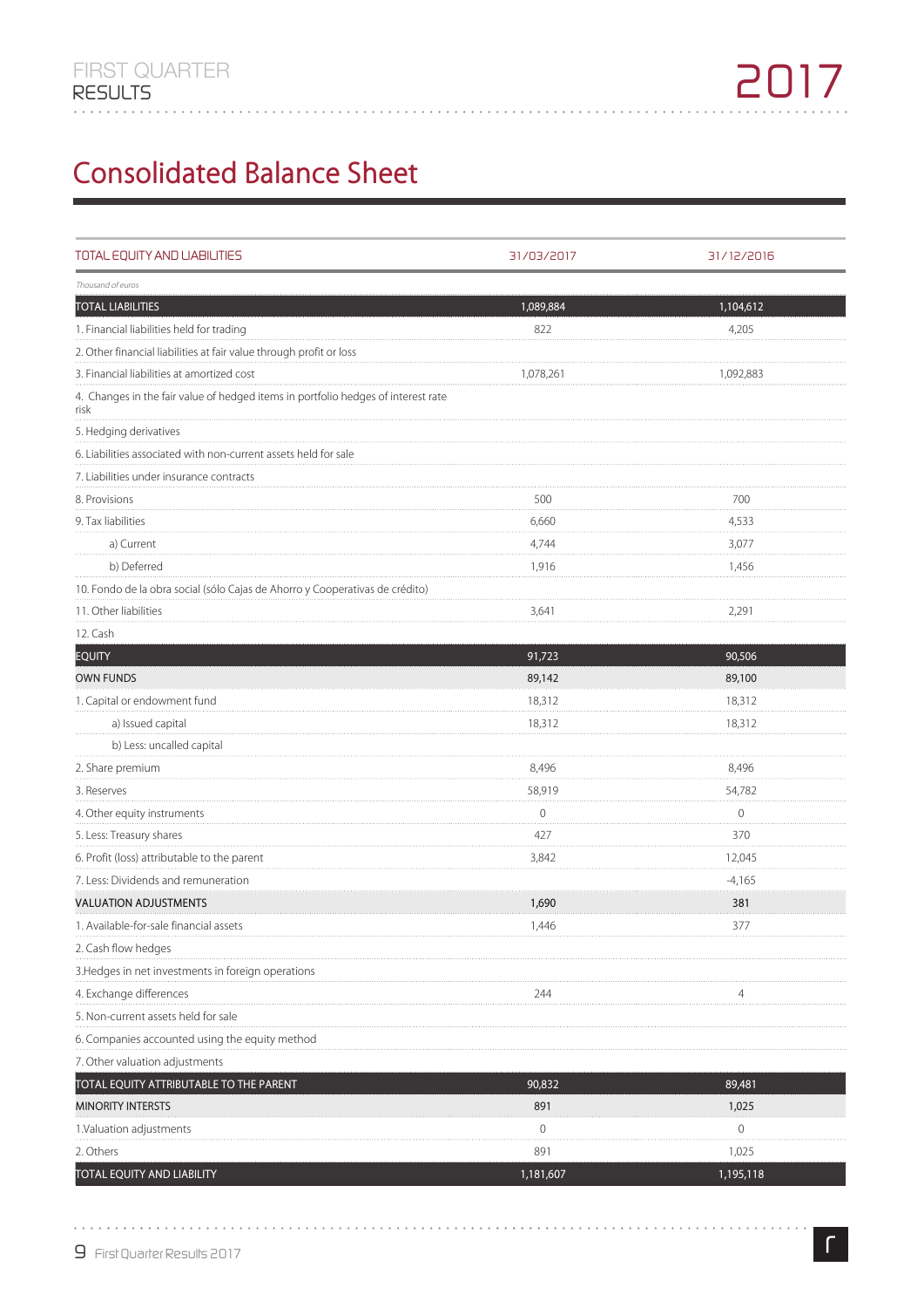# Consolidated Balance Sheet

| TOTAL EQUITY AND LIABILITIES | 31/03/2017 | 31/12/2016 |
|---|---|---|
| *Thousand of euros* | | |
| TOTAL LIABILITIES | 1,089,884 | 1,104,612 |
| 1. Financial liabilities held for trading | 822 | 4,205 |
| 2. Other financial liabilities at fair value through profit or loss | | |
| 3. Financial liabilities at amortized cost | 1,078,261 | 1,092,883 |
| 4. Changes in the fair value of hedged items in portfolio hedges of interest rate risk | | |
| 5. Hedging derivatives | | |
| 6. Liabilities associated with non-current assets held for sale | | |
| 7. Liabilities under insurance contracts | | |
| 8. Provisions | 500 | 700 |
| 9. Tax liabilities | 6,660 | 4,533 |
| a) Current | 4,744 | 3,077 |
| b) Deferred | 1,916 | 1,456 |
| 10. Fondo de la obra social (sólo Cajas de Ahorro y Cooperativas de crédito) | | |
| 11. Other liabilities | 3,641 | 2,291 |
| 12. Cash | | |
| EQUITY | 91,723 | 90,506 |
| OWN FUNDS | 89,142 | 89,100 |
| 1. Capital or endowment fund | 18,312 | 18,312 |
| a) Issued capital | 18,312 | 18,312 |
| b) Less: uncalled capital | | |
| 2. Share premium | 8,496 | 8,496 |
| 3. Reserves | 58,919 | 54,782 |
| 4. Other equity instruments | 0 | 0 |
| 5. Less: Treasury shares | 427 | 370 |
| 6. Profit (loss) attributable to the parent | 3,842 | 12,045 |
| 7. Less: Dividends and remuneration | | -4,165 |
| VALUATION ADJUSTMENTS | 1,690 | 381 |
| 1. Available-for-sale financial assets | 1,446 | 377 |
| 2. Cash flow hedges | | |
| 3.Hedges in net investments in foreign operations | | |
| 4. Exchange differences | 244 | 4 |
| 5. Non-current assets held for sale | | |
| 6. Companies accounted using the equity method | | |
| 7. Other valuation adjustments | | |
| TOTAL EQUITY ATTRIBUTABLE TO THE PARENT | 90,832 | 89,481 |
| MINORITY INTERSTS | 891 | 1,025 |
| 1.Valuation adjustments | 0 | 0 |
| 2. Others | 891 | 1,025 |
| TOTAL EQUITY AND LIABILITY | 1,181,607 | 1,195,118 |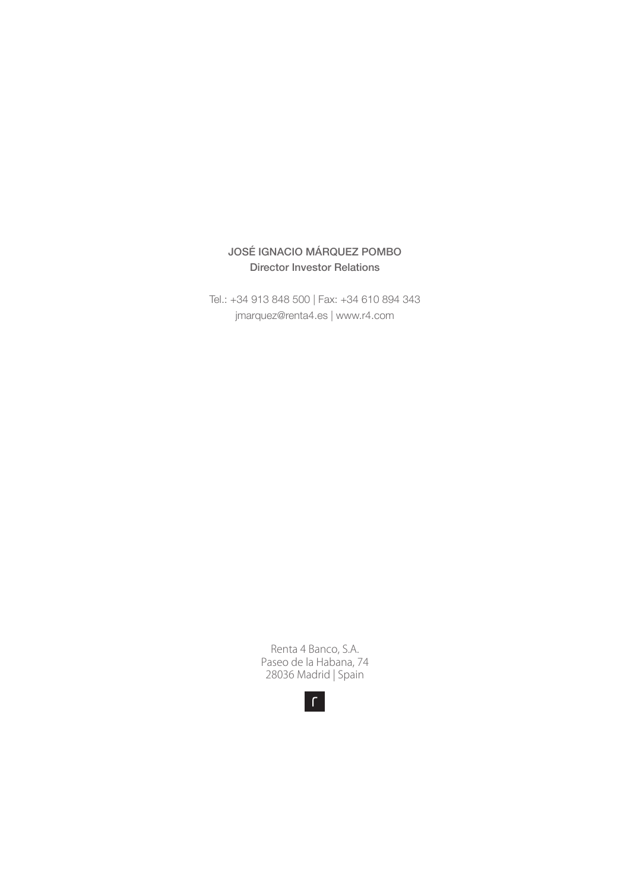**JOSÉ IGNACIO MÁRQUEZ POMBO**
**Director Investor Relations**

Tel.: +34 913 848 500 | Fax: +34 610 894 343
jmarquez@renta4.es | www.r4.com

Renta 4 Banco, S.A.
Paseo de la Habana, 74
28036 Madrid | Spain